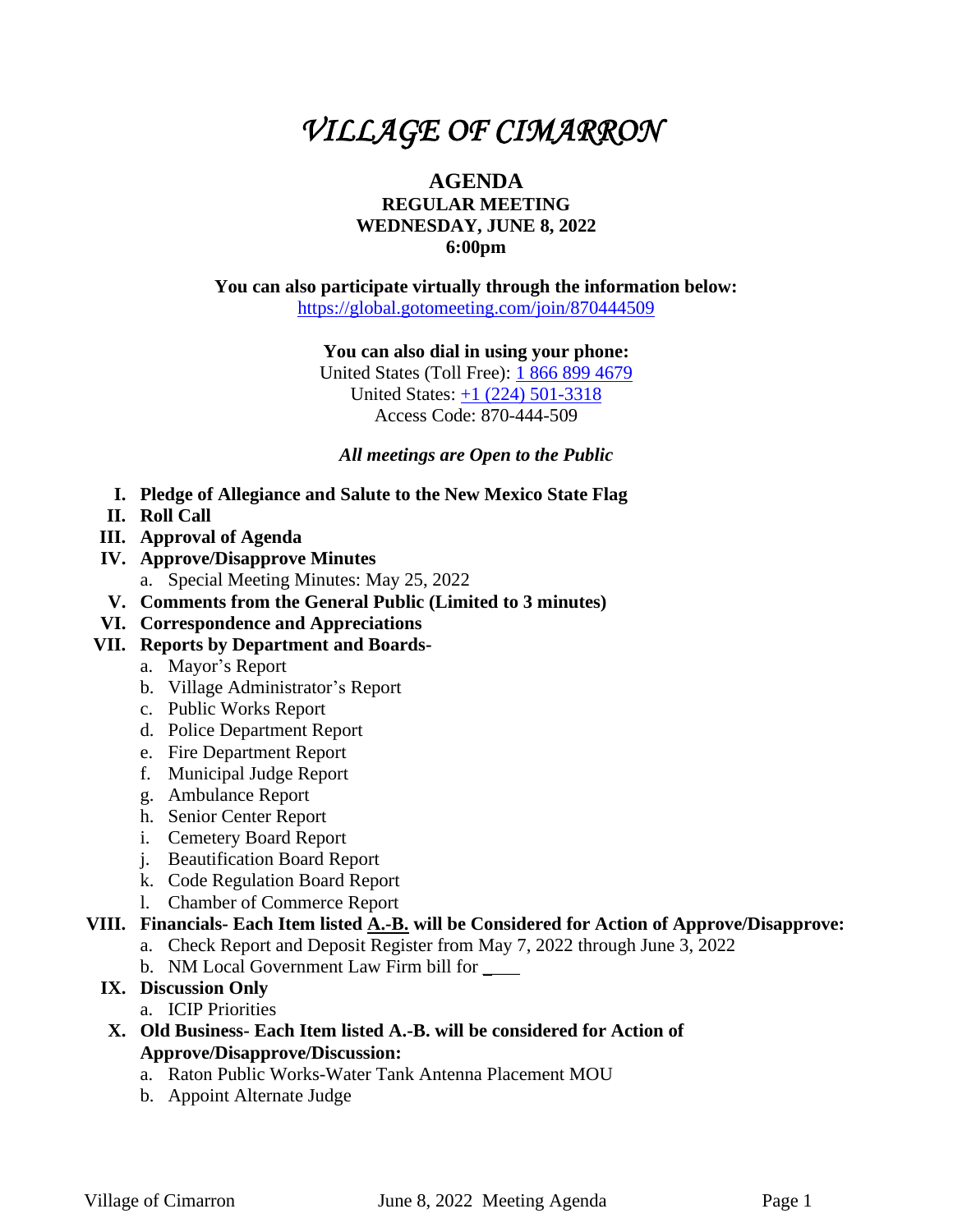# *VILLAGE OF CIMARRON*

## AGENDA

**REGULAR MEETING**
**WEDNESDAY, JUNE 8, 2022**
**6:00pm**

**You can also participate virtually through the information below:**
https://global.gotomeeting.com/join/870444509

**You can also dial in using your phone:**
United States (Toll Free): 1 866 899 4679
United States: +1 (224) 501-3318
Access Code: 870-444-509

*All meetings are Open to the Public*

- **I. Pledge of Allegiance and Salute to the New Mexico State Flag**
- **II. Roll Call**
- **III. Approval of Agenda**
- **IV. Approve/Disapprove Minutes**
  - a. Special Meeting Minutes: May 25, 2022
- **V. Comments from the General Public (Limited to 3 minutes)**
- **VI. Correspondence and Appreciations**
- **VII. Reports by Department and Boards-**
  - a. Mayor's Report
  - b. Village Administrator's Report
  - c. Public Works Report
  - d. Police Department Report
  - e. Fire Department Report
  - f. Municipal Judge Report
  - g. Ambulance Report
  - h. Senior Center Report
  - i. Cemetery Board Report
  - j. Beautification Board Report
  - k. Code Regulation Board Report
  - l. Chamber of Commerce Report
- **VIII. Financials- Each Item listed <u>A.-B.</u> will be Considered for Action of Approve/Disapprove:**
  - a. Check Report and Deposit Register from May 7, 2022 through June 3, 2022
  - b. NM Local Government Law Firm bill for ____
- **IX. Discussion Only**
  - a. ICIP Priorities
- **X. Old Business- Each Item listed A.-B. will be considered for Action of Approve/Disapprove/Discussion:**
  - a. Raton Public Works-Water Tank Antenna Placement MOU
  - b. Appoint Alternate Judge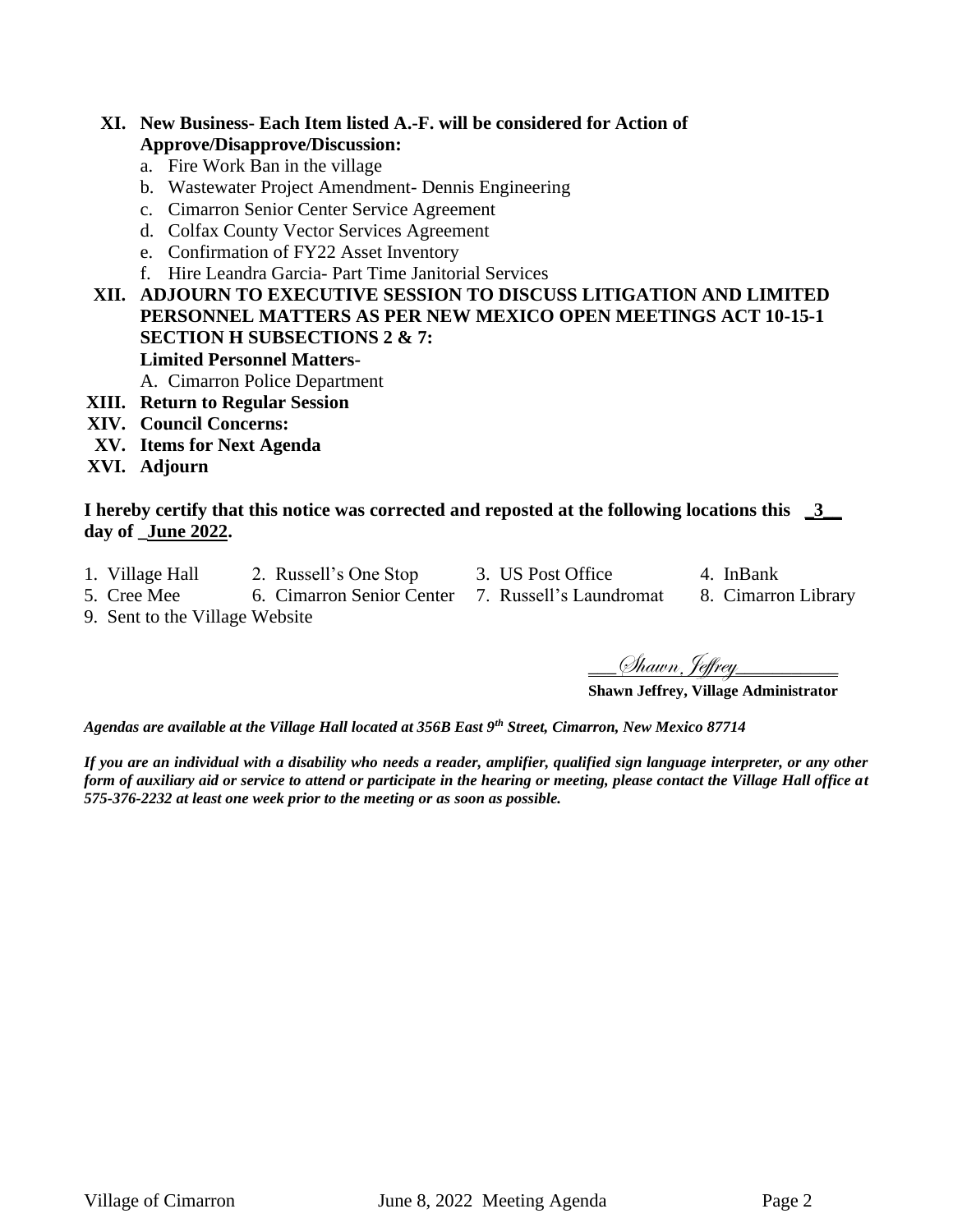**XI. New Business- Each Item listed A.-F. will be considered for Action of Approve/Disapprove/Discussion:**

a. Fire Work Ban in the village
b. Wastewater Project Amendment- Dennis Engineering
c. Cimarron Senior Center Service Agreement
d. Colfax County Vector Services Agreement
e. Confirmation of FY22 Asset Inventory
f. Hire Leandra Garcia- Part Time Janitorial Services

**XII. ADJOURN TO EXECUTIVE SESSION TO DISCUSS LITIGATION AND LIMITED PERSONNEL MATTERS AS PER NEW MEXICO OPEN MEETINGS ACT 10-15-1 SECTION H SUBSECTIONS 2 & 7:**

**Limited Personnel Matters-**

A. Cimarron Police Department

**XIII. Return to Regular Session**

**XIV. Council Concerns:**

**XV. Items for Next Agenda**

**XVI. Adjourn**

**I hereby certify that this notice was corrected and reposted at the following locations this _3__ day of _June 2022.**

1. Village Hall
2. Russell's One Stop
3. US Post Office
4. InBank
5. Cree Mee
6. Cimarron Senior Center
7. Russell's Laundromat
8. Cimarron Library
9. Sent to the Village Website

___Shawn Jeffrey___________

**Shawn Jeffrey, Village Administrator**

***Agendas are available at the Village Hall located at 356B East 9th Street, Cimarron, New Mexico 87714***

***If you are an individual with a disability who needs a reader, amplifier, qualified sign language interpreter, or any other form of auxiliary aid or service to attend or participate in the hearing or meeting, please contact the Village Hall office at 575-376-2232 at least one week prior to the meeting or as soon as possible.***